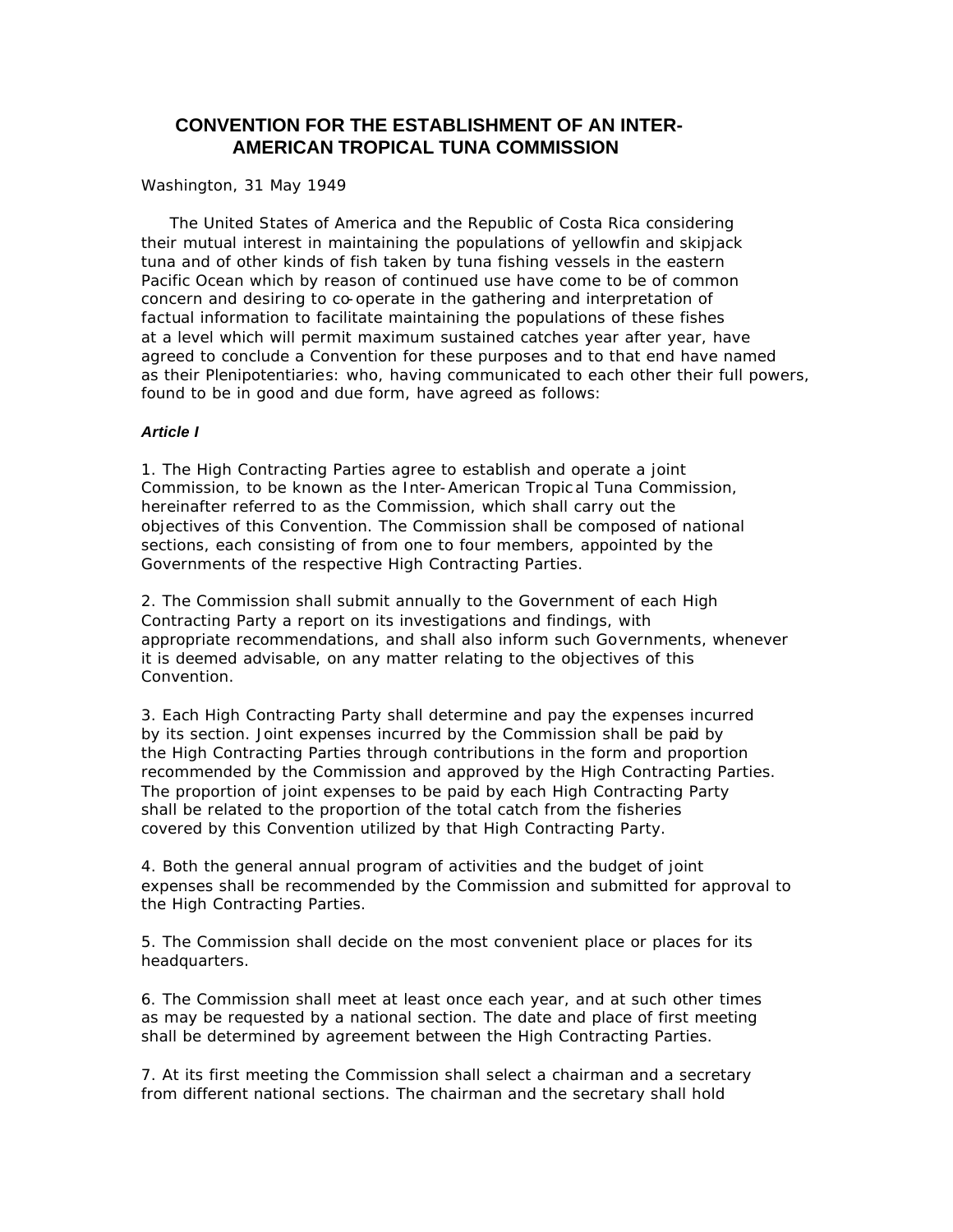# CONVENTION FOR THE ESTABLISHMENT OF AN INTER-AMERICAN TROPICAL TUNA COMMISSION

Washington, 31 May 1949

The United States of America and the Republic of Costa Rica considering their mutual interest in maintaining the populations of yellowfin and skipjack tuna and of other kinds of fish taken by tuna fishing vessels in the eastern Pacific Ocean which by reason of continued use have come to be of common concern and desiring to co-operate in the gathering and interpretation of factual information to facilitate maintaining the populations of these fishes at a level which will permit maximum sustained catches year after year, have agreed to conclude a Convention for these purposes and to that end have named as their Plenipotentiaries: who, having communicated to each other their full powers, found to be in good and due form, have agreed as follows:

***Article I***

1. The High Contracting Parties agree to establish and operate a joint Commission, to be known as the Inter-American Tropical Tuna Commission, hereinafter referred to as the Commission, which shall carry out the objectives of this Convention. The Commission shall be composed of national sections, each consisting of from one to four members, appointed by the Governments of the respective High Contracting Parties.

2. The Commission shall submit annually to the Government of each High Contracting Party a report on its investigations and findings, with appropriate recommendations, and shall also inform such Governments, whenever it is deemed advisable, on any matter relating to the objectives of this Convention.

3. Each High Contracting Party shall determine and pay the expenses incurred by its section. Joint expenses incurred by the Commission shall be paid by the High Contracting Parties through contributions in the form and proportion recommended by the Commission and approved by the High Contracting Parties. The proportion of joint expenses to be paid by each High Contracting Party shall be related to the proportion of the total catch from the fisheries covered by this Convention utilized by that High Contracting Party.

4. Both the general annual program of activities and the budget of joint expenses shall be recommended by the Commission and submitted for approval to the High Contracting Parties.

5. The Commission shall decide on the most convenient place or places for its headquarters.

6. The Commission shall meet at least once each year, and at such other times as may be requested by a national section. The date and place of first meeting shall be determined by agreement between the High Contracting Parties.

7. At its first meeting the Commission shall select a chairman and a secretary from different national sections. The chairman and the secretary shall hold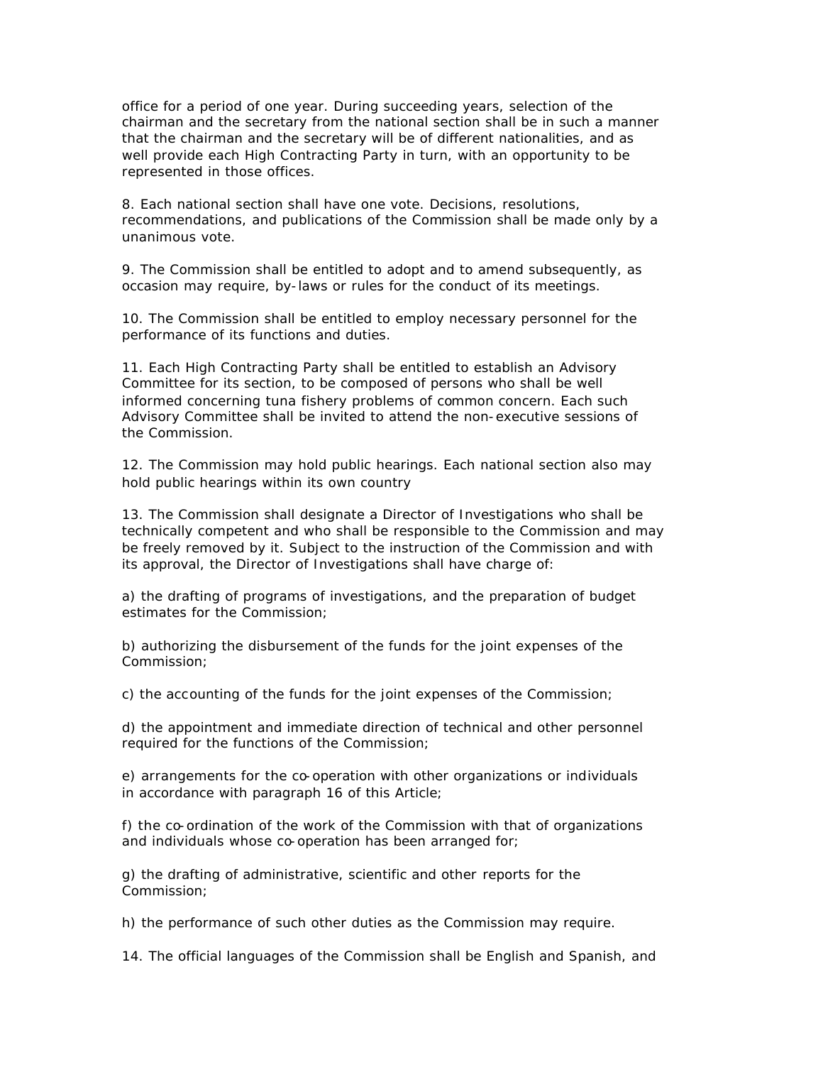office for a period of one year. During succeeding years, selection of the chairman and the secretary from the national section shall be in such a manner that the chairman and the secretary will be of different nationalities, and as well provide each High Contracting Party in turn, with an opportunity to be represented in those offices.

8. Each national section shall have one vote. Decisions, resolutions, recommendations, and publications of the Commission shall be made only by a unanimous vote.

9. The Commission shall be entitled to adopt and to amend subsequently, as occasion may require, by-laws or rules for the conduct of its meetings.

10. The Commission shall be entitled to employ necessary personnel for the performance of its functions and duties.

11. Each High Contracting Party shall be entitled to establish an Advisory Committee for its section, to be composed of persons who shall be well informed concerning tuna fishery problems of common concern. Each such Advisory Committee shall be invited to attend the non-executive sessions of the Commission.

12. The Commission may hold public hearings. Each national section also may hold public hearings within its own country

13. The Commission shall designate a Director of Investigations who shall be technically competent and who shall be responsible to the Commission and may be freely removed by it. Subject to the instruction of the Commission and with its approval, the Director of Investigations shall have charge of:

a) the drafting of programs of investigations, and the preparation of budget estimates for the Commission;

b) authorizing the disbursement of the funds for the joint expenses of the Commission;

c) the accounting of the funds for the joint expenses of the Commission;

d) the appointment and immediate direction of technical and other personnel required for the functions of the Commission;

e) arrangements for the co-operation with other organizations or individuals in accordance with paragraph 16 of this Article;

f) the co-ordination of the work of the Commission with that of organizations and individuals whose co-operation has been arranged for;

g) the drafting of administrative, scientific and other reports for the Commission;

h) the performance of such other duties as the Commission may require.

14. The official languages of the Commission shall be English and Spanish, and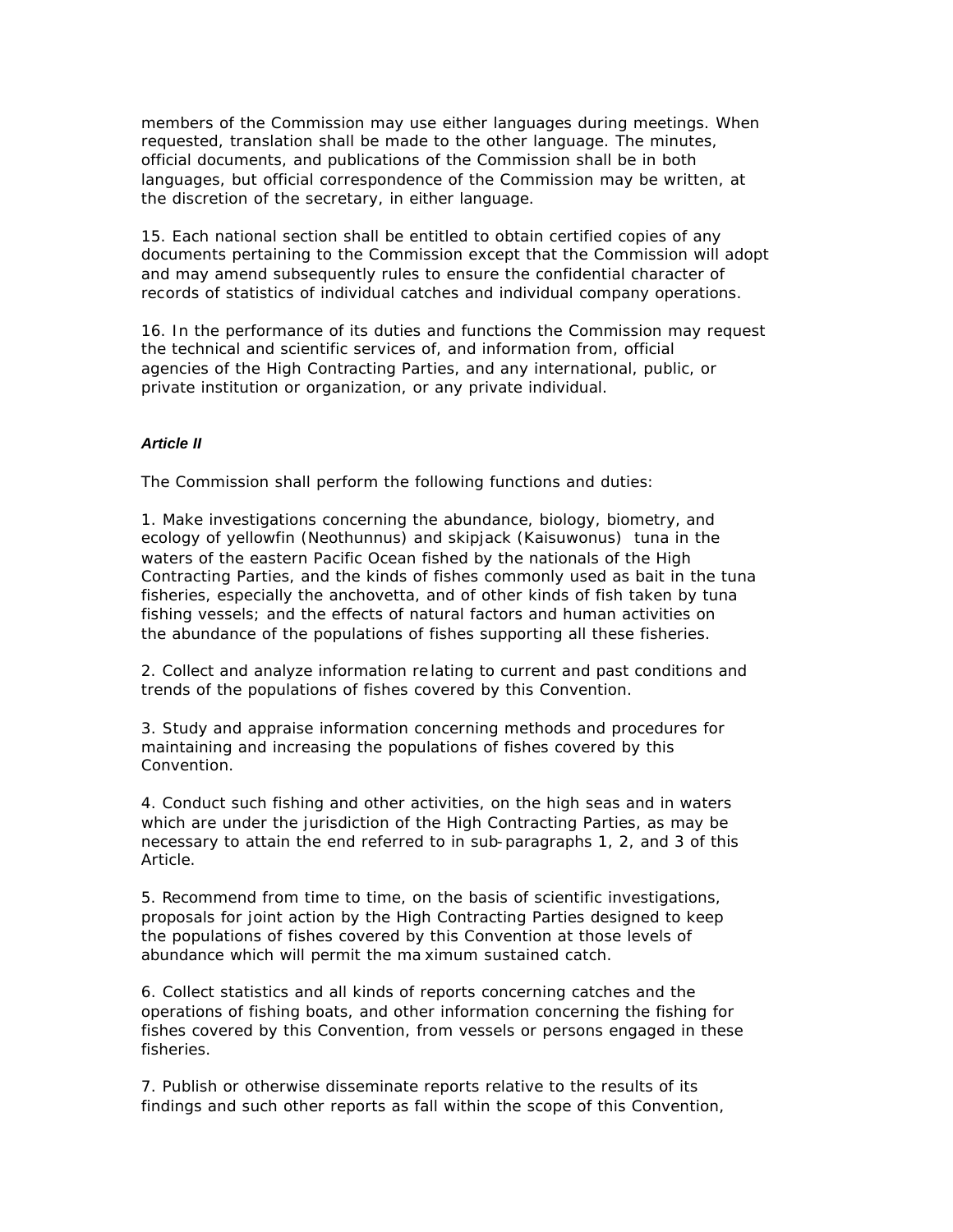members of the Commission may use either languages during meetings. When requested, translation shall be made to the other language. The minutes, official documents, and publications of the Commission shall be in both languages, but official correspondence of the Commission may be written, at the discretion of the secretary, in either language.

15. Each national section shall be entitled to obtain certified copies of any documents pertaining to the Commission except that the Commission will adopt and may amend subsequently rules to ensure the confidential character of records of statistics of individual catches and individual company operations.

16. In the performance of its duties and functions the Commission may request the technical and scientific services of, and information from, official agencies of the High Contracting Parties, and any international, public, or private institution or organization, or any private individual.

***Article II***

The Commission shall perform the following functions and duties:

1. Make investigations concerning the abundance, biology, biometry, and ecology of yellowfin (Neothunnus) and skipjack (Kaisuwonus) tuna in the waters of the eastern Pacific Ocean fished by the nationals of the High Contracting Parties, and the kinds of fishes commonly used as bait in the tuna fisheries, especially the anchovetta, and of other kinds of fish taken by tuna fishing vessels; and the effects of natural factors and human activities on the abundance of the populations of fishes supporting all these fisheries.

2. Collect and analyze information relating to current and past conditions and trends of the populations of fishes covered by this Convention.

3. Study and appraise information concerning methods and procedures for maintaining and increasing the populations of fishes covered by this Convention.

4. Conduct such fishing and other activities, on the high seas and in waters which are under the jurisdiction of the High Contracting Parties, as may be necessary to attain the end referred to in sub-paragraphs 1, 2, and 3 of this Article.

5. Recommend from time to time, on the basis of scientific investigations, proposals for joint action by the High Contracting Parties designed to keep the populations of fishes covered by this Convention at those levels of abundance which will permit the maximum sustained catch.

6. Collect statistics and all kinds of reports concerning catches and the operations of fishing boats, and other information concerning the fishing for fishes covered by this Convention, from vessels or persons engaged in these fisheries.

7. Publish or otherwise disseminate reports relative to the results of its findings and such other reports as fall within the scope of this Convention,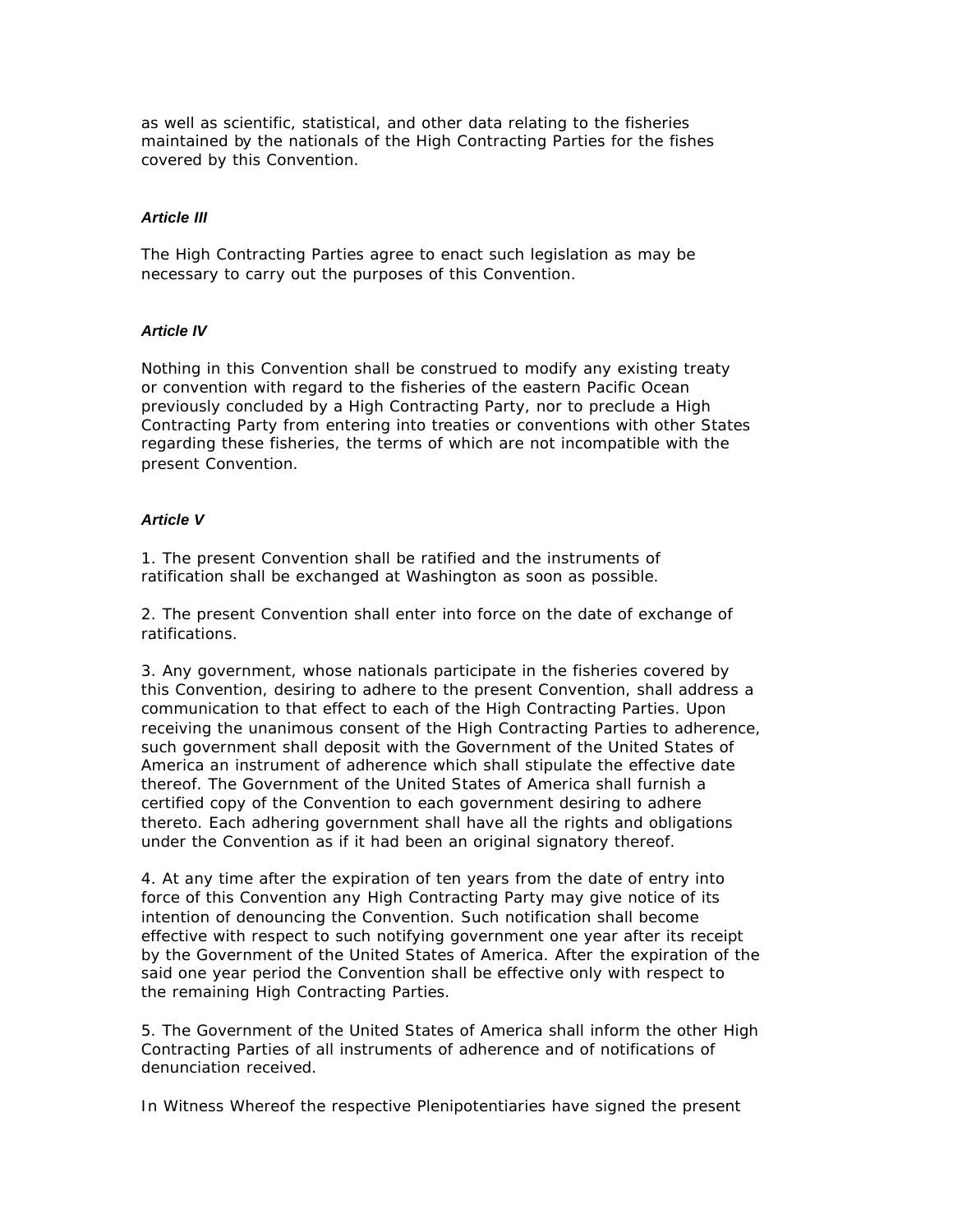as well as scientific, statistical, and other data relating to the fisheries maintained by the nationals of the High Contracting Parties for the fishes covered by this Convention.

### *Article III*

The High Contracting Parties agree to enact such legislation as may be necessary to carry out the purposes of this Convention.

### *Article IV*

Nothing in this Convention shall be construed to modify any existing treaty or convention with regard to the fisheries of the eastern Pacific Ocean previously concluded by a High Contracting Party, nor to preclude a High Contracting Party from entering into treaties or conventions with other States regarding these fisheries, the terms of which are not incompatible with the present Convention.

### *Article V*

1. The present Convention shall be ratified and the instruments of ratification shall be exchanged at Washington as soon as possible.

2. The present Convention shall enter into force on the date of exchange of ratifications.

3. Any government, whose nationals participate in the fisheries covered by this Convention, desiring to adhere to the present Convention, shall address a communication to that effect to each of the High Contracting Parties. Upon receiving the unanimous consent of the High Contracting Parties to adherence, such government shall deposit with the Government of the United States of America an instrument of adherence which shall stipulate the effective date thereof. The Government of the United States of America shall furnish a certified copy of the Convention to each government desiring to adhere thereto. Each adhering government shall have all the rights and obligations under the Convention as if it had been an original signatory thereof.

4. At any time after the expiration of ten years from the date of entry into force of this Convention any High Contracting Party may give notice of its intention of denouncing the Convention. Such notification shall become effective with respect to such notifying government one year after its receipt by the Government of the United States of America. After the expiration of the said one year period the Convention shall be effective only with respect to the remaining High Contracting Parties.

5. The Government of the United States of America shall inform the other High Contracting Parties of all instruments of adherence and of notifications of denunciation received.

In Witness Whereof the respective Plenipotentiaries have signed the present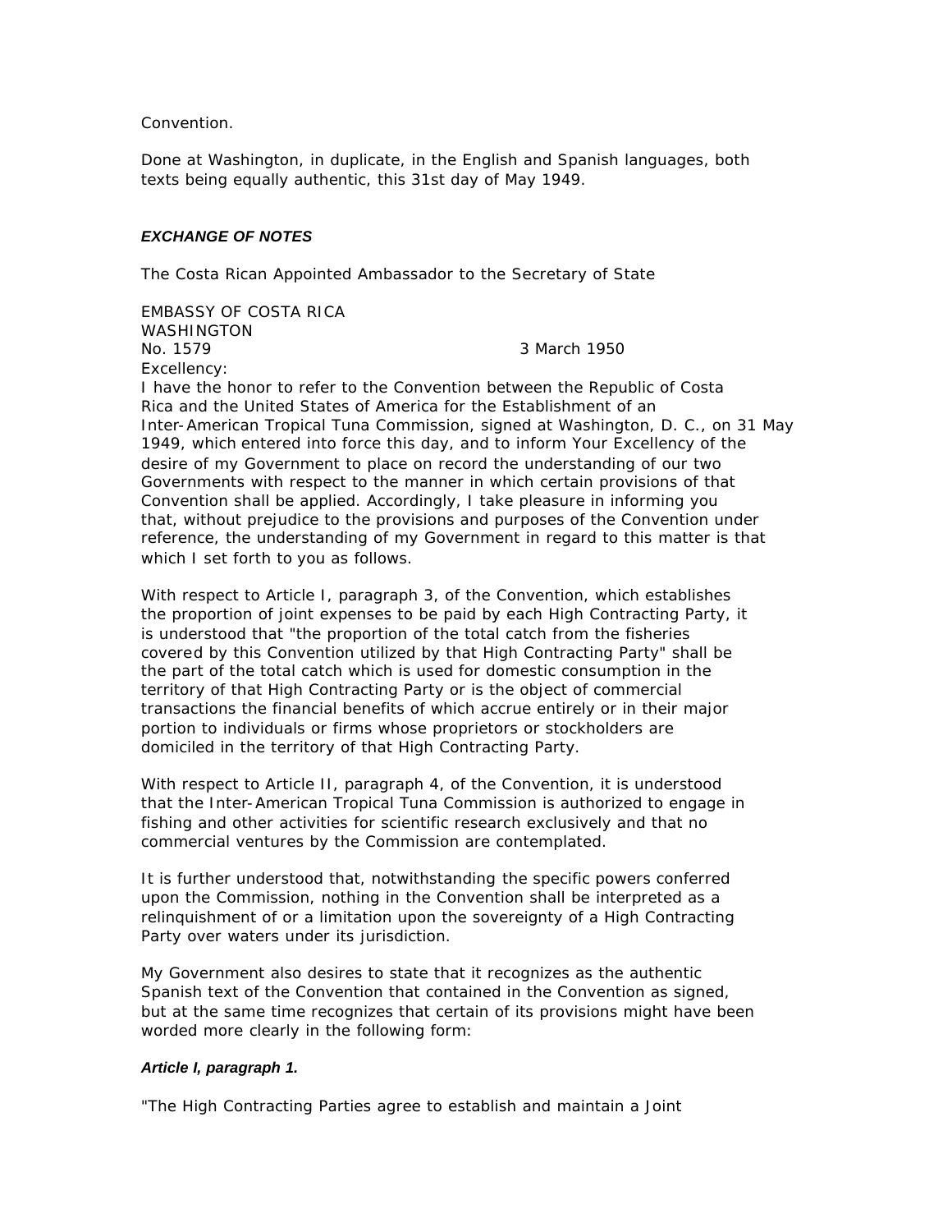Convention.

Done at Washington, in duplicate, in the English and Spanish languages, both texts being equally authentic, this 31st day of May 1949.

### *EXCHANGE OF NOTES*

The Costa Rican Appointed Ambassador to the Secretary of State

EMBASSY OF COSTA RICA
WASHINGTON
No. 1579 3 March 1950

Excellency:

I have the honor to refer to the Convention between the Republic of Costa Rica and the United States of America for the Establishment of an Inter-American Tropical Tuna Commission, signed at Washington, D. C., on 31 May 1949, which entered into force this day, and to inform Your Excellency of the desire of my Government to place on record the understanding of our two Governments with respect to the manner in which certain provisions of that Convention shall be applied. Accordingly, I take pleasure in informing you that, without prejudice to the provisions and purposes of the Convention under reference, the understanding of my Government in regard to this matter is that which I set forth to you as follows.

With respect to Article I, paragraph 3, of the Convention, which establishes the proportion of joint expenses to be paid by each High Contracting Party, it is understood that "the proportion of the total catch from the fisheries covered by this Convention utilized by that High Contracting Party" shall be the part of the total catch which is used for domestic consumption in the territory of that High Contracting Party or is the object of commercial transactions the financial benefits of which accrue entirely or in their major portion to individuals or firms whose proprietors or stockholders are domiciled in the territory of that High Contracting Party.

With respect to Article II, paragraph 4, of the Convention, it is understood that the Inter-American Tropical Tuna Commission is authorized to engage in fishing and other activities for scientific research exclusively and that no commercial ventures by the Commission are contemplated.

It is further understood that, notwithstanding the specific powers conferred upon the Commission, nothing in the Convention shall be interpreted as a relinquishment of or a limitation upon the sovereignty of a High Contracting Party over waters under its jurisdiction.

My Government also desires to state that it recognizes as the authentic Spanish text of the Convention that contained in the Convention as signed, but at the same time recognizes that certain of its provisions might have been worded more clearly in the following form:

#### *Article I, paragraph 1.*

"The High Contracting Parties agree to establish and maintain a Joint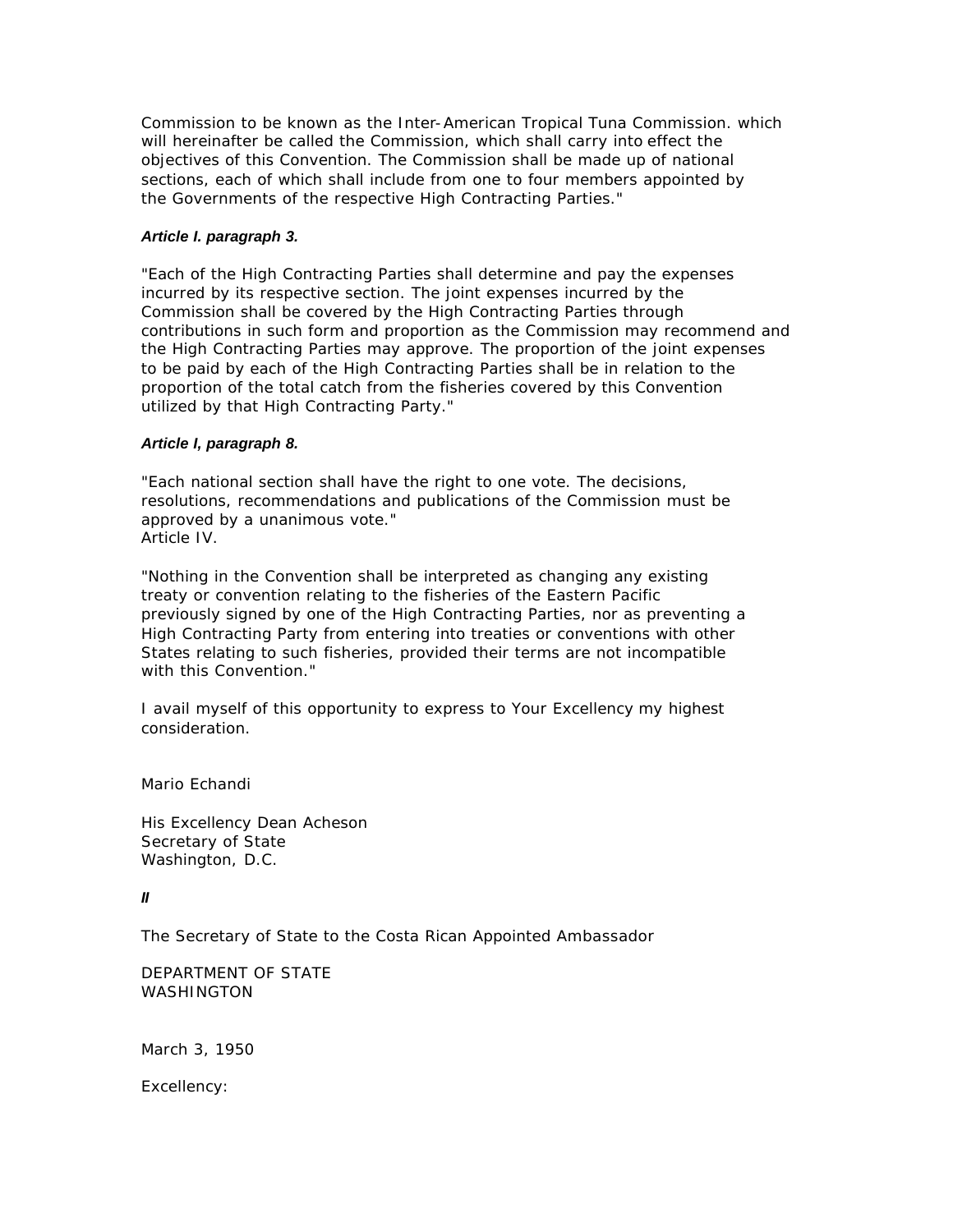Commission to be known as the Inter-American Tropical Tuna Commission. which will hereinafter be called the Commission, which shall carry into effect the objectives of this Convention. The Commission shall be made up of national sections, each of which shall include from one to four members appointed by the Governments of the respective High Contracting Parties."

***Article I. paragraph 3.***

"Each of the High Contracting Parties shall determine and pay the expenses incurred by its respective section. The joint expenses incurred by the Commission shall be covered by the High Contracting Parties through contributions in such form and proportion as the Commission may recommend and the High Contracting Parties may approve. The proportion of the joint expenses to be paid by each of the High Contracting Parties shall be in relation to the proportion of the total catch from the fisheries covered by this Convention utilized by that High Contracting Party."

***Article I, paragraph 8.***

"Each national section shall have the right to one vote. The decisions, resolutions, recommendations and publications of the Commission must be approved by a unanimous vote."
Article IV.

"Nothing in the Convention shall be interpreted as changing any existing treaty or convention relating to the fisheries of the Eastern Pacific previously signed by one of the High Contracting Parties, nor as preventing a High Contracting Party from entering into treaties or conventions with other States relating to such fisheries, provided their terms are not incompatible with this Convention."

I avail myself of this opportunity to express to Your Excellency my highest consideration.

Mario Echandi

His Excellency Dean Acheson
Secretary of State
Washington, D.C.

***II***

The Secretary of State to the Costa Rican Appointed Ambassador

DEPARTMENT OF STATE
WASHINGTON

March 3, 1950

Excellency: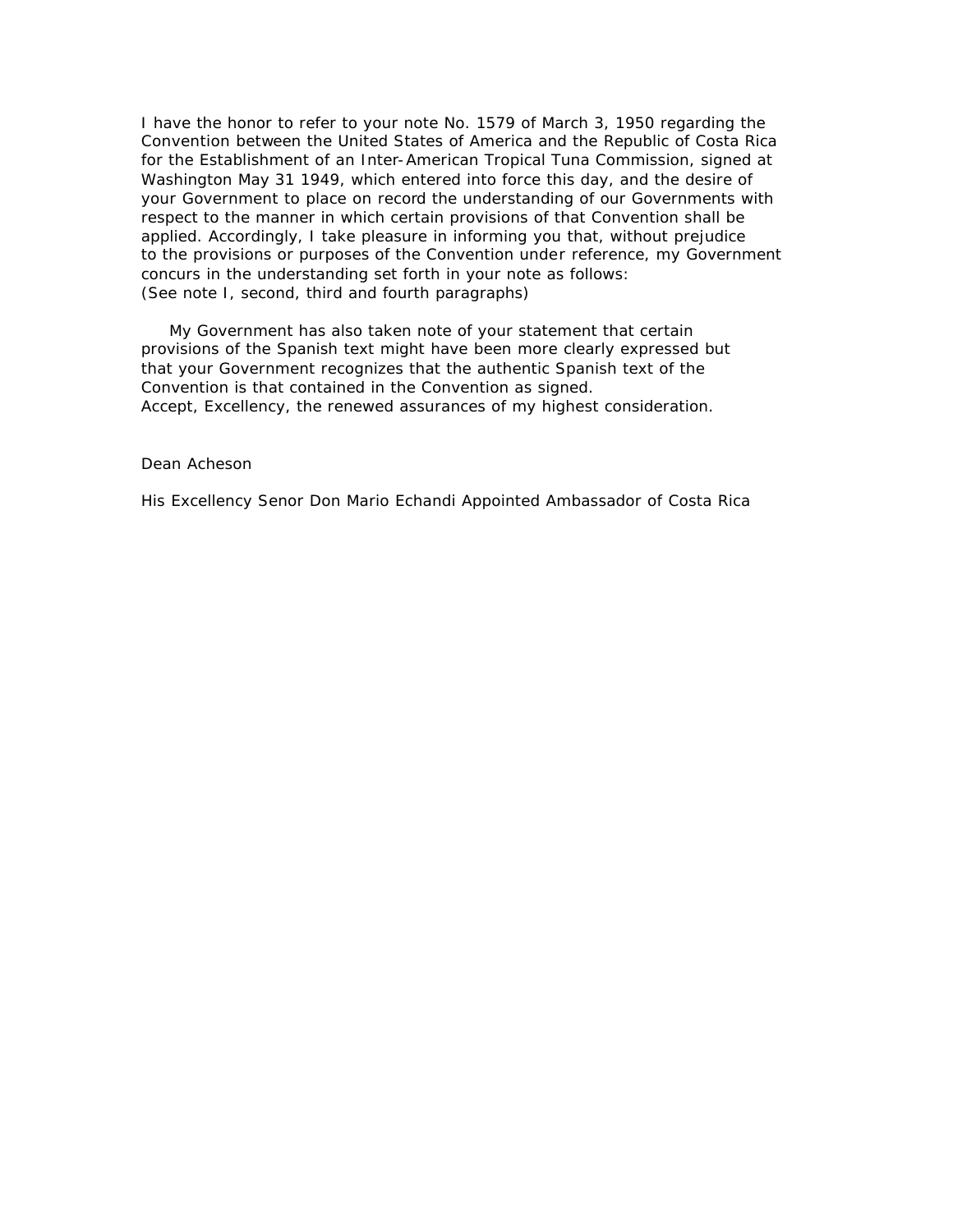I have the honor to refer to your note No. 1579 of March 3, 1950 regarding the Convention between the United States of America and the Republic of Costa Rica for the Establishment of an Inter-American Tropical Tuna Commission, signed at Washington May 31 1949, which entered into force this day, and the desire of your Government to place on record the understanding of our Governments with respect to the manner in which certain provisions of that Convention shall be applied. Accordingly, I take pleasure in informing you that, without prejudice to the provisions or purposes of the Convention under reference, my Government concurs in the understanding set forth in your note as follows:
(See note I, second, third and fourth paragraphs)

My Government has also taken note of your statement that certain provisions of the Spanish text might have been more clearly expressed but that your Government recognizes that the authentic Spanish text of the Convention is that contained in the Convention as signed.
Accept, Excellency, the renewed assurances of my highest consideration.

Dean Acheson

His Excellency Senor Don Mario Echandi Appointed Ambassador of Costa Rica